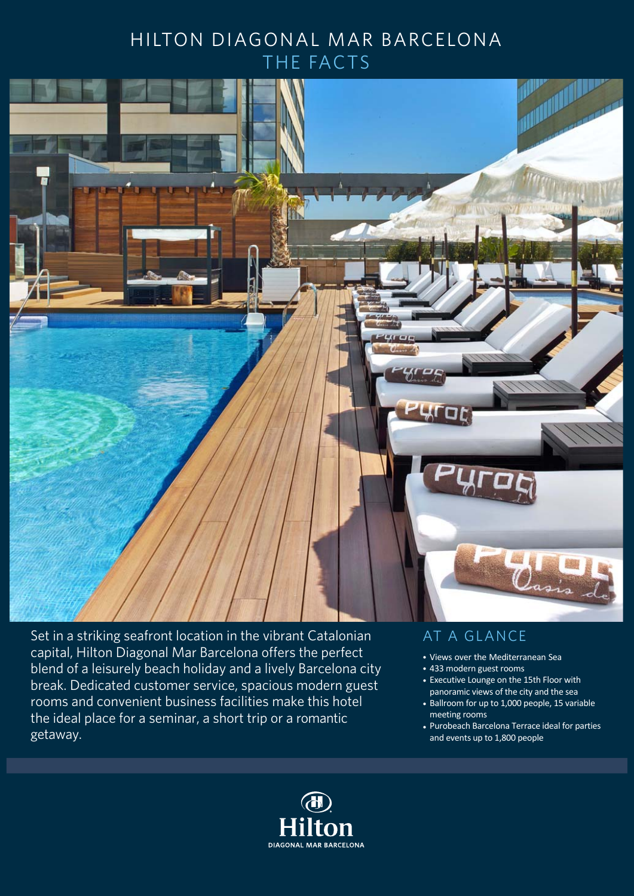# HILTON DIAGONAL MAR BARCELONA

## THE FACTS

Set in a striking seafront location in the vibrant Catalonian capital, Hilton Diagonal Mar Barcelona offers the perfect blend of a leisurely beach holiday and a lively Barcelona city break. Dedicated customer service, spacious modern guest rooms and convenient business facilities make this hotel the ideal place for a seminar, a short trip or a romantic getaway.

## AT A GLANCE

- Views over the Mediterranean Sea
- 433 modern guest rooms
- Executive Lounge on the 15th Floor with panoramic views of the city and the sea
- Ballroom for up to 1,000 people, 15 variable meeting rooms
- Purobeach Barcelona Terrace ideal for parties and events up to 1,800 people

Hilton

DIAGONAL MAR BARCELONA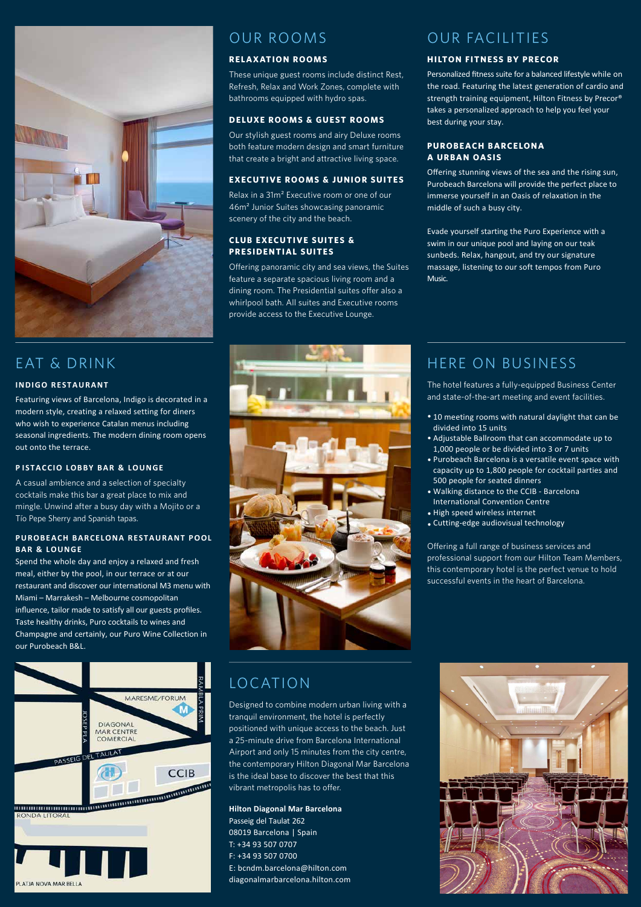## OUR ROOMS

### RELAXATION ROOMS

These unique guest rooms include distinct Rest, Refresh, Relax and Work Zones, complete with bathrooms equipped with hydro spas.

### DELUXE ROOMS & GUEST ROOMS

Our stylish guest rooms and airy Deluxe rooms both feature modern design and smart furniture that create a bright and attractive living space.

### EXECUTIVE ROOMS & JUNIOR SUITES

Relax in a 31m² Executive room or one of our 46m² Junior Suites showcasing panoramic scenery of the city and the beach.

### CLUB EXECUTIVE SUITES & PRESIDENTIAL SUITES

Offering panoramic city and sea views, the Suites feature a separate spacious living room and a dining room. The Presidential suites offer also a whirlpool bath. All suites and Executive rooms provide access to the Executive Lounge.

## OUR FACILITIES

### HILTON FITNESS BY PRECOR

Personalized fitness suite for a balanced lifestyle while on the road. Featuring the latest generation of cardio and strength training equipment, Hilton Fitness by Precor® takes a personalized approach to help you feel your best during your stay.

### PUROBEACH BARCELONA A URBAN OASIS

Offering stunning views of the sea and the rising sun, Purobeach Barcelona will provide the perfect place to immerse yourself in an Oasis of relaxation in the middle of such a busy city.

Evade yourself starting the Puro Experience with a swim in our unique pool and laying on our teak sunbeds. Relax, hangout, and try our signature massage, listening to our soft tempos from Puro Music.

## EAT & DRINK

### INDIGO RESTAURANT

Featuring views of Barcelona, Indigo is decorated in a modern style, creating a relaxed setting for diners who wish to experience Catalan menus including seasonal ingredients. The modern dining room opens out onto the terrace.

### PISTACCIO LOBBY BAR & LOUNGE

A casual ambience and a selection of specialty cocktails make this bar a great place to mix and mingle. Unwind after a busy day with a Mojito or a Tío Pepe Sherry and Spanish tapas.

### PUROBEACH BARCELONA RESTAURANT POOL BAR & LOUNGE

Spend the whole day and enjoy a relaxed and fresh meal, either by the pool, in our terrace or at our restaurant and discover our international M3 menu with Miami – Marrakesh – Melbourne cosmopolitan influence, tailor made to satisfy all our guests profiles. Taste healthy drinks, Puro cocktails to wines and Champagne and certainly, our Puro Wine Collection in our Purobeach B&L.

## HERE ON BUSINESS

The hotel features a fully-equipped Business Center and state-of-the-art meeting and event facilities.

- 10 meeting rooms with natural daylight that can be divided into 15 units
- Adjustable Ballroom that can accommodate up to 1,000 people or be divided into 3 or 7 units
- Purobeach Barcelona is a versatile event space with capacity up to 1,800 people for cocktail parties and 500 people for seated dinners
- Walking distance to the CCIB - Barcelona International Convention Centre
- High speed wireless internet
- Cutting-edge audiovisual technology

Offering a full range of business services and professional support from our Hilton Team Members, this contemporary hotel is the perfect venue to hold successful events in the heart of Barcelona.

MARESME/FORUM
RAMBLA PRIM
JOSEP PLA
DIAGONAL MAR CENTRE COMERCIAL
PASSEIG DEL TAULAT
CCIB
RONDA LITORAL
PLATJA NOVA MAR BELLA

## LOCATION

Designed to combine modern urban living with a tranquil environment, the hotel is perfectly positioned with unique access to the beach. Just a 25-minute drive from Barcelona International Airport and only 15 minutes from the city centre, the contemporary Hilton Diagonal Mar Barcelona is the ideal base to discover the best that this vibrant metropolis has to offer.

**Hilton Diagonal Mar Barcelona**
Passeig del Taulat 262
08019 Barcelona | Spain
T: +34 93 507 0707
F: +34 93 507 0700
E: bcndm.barcelona@hilton.com
diagonalmarbarcelona.hilton.com